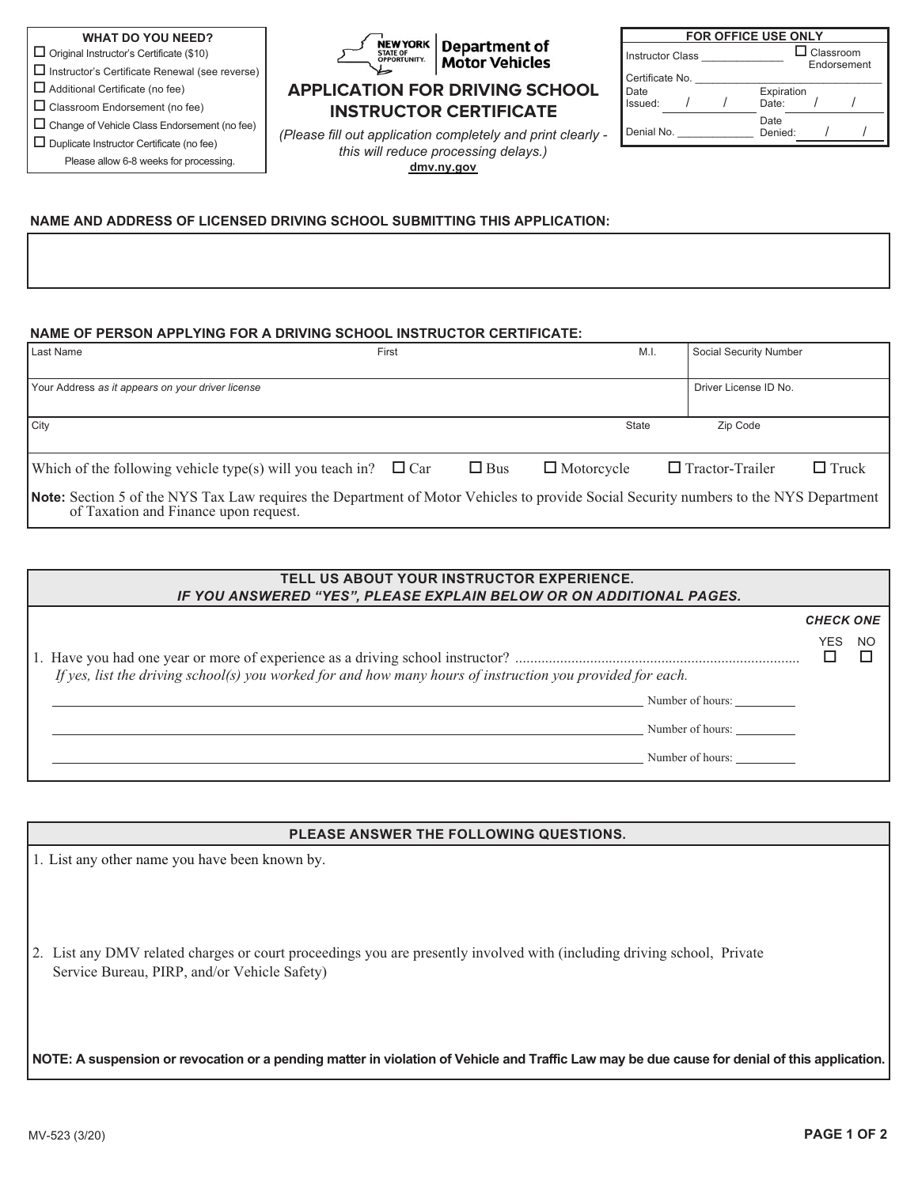**WHAT DO YOU NEED?**

- ☐ Original Instructor's Certificate ($10)
- ☐ Instructor's Certificate Renewal (see reverse)
- ☐ Additional Certificate (no fee)
- ☐ Classroom Endorsement (no fee)
- ☐ Change of Vehicle Class Endorsement (no fee)
- ☐ Duplicate Instructor Certificate (no fee)

Please allow 6-8 weeks for processing.

NEW YORK STATE OF OPPORTUNITY. | Department of Motor Vehicles

# APPLICATION FOR DRIVING SCHOOL INSTRUCTOR CERTIFICATE

*(Please fill out application completely and print clearly - this will reduce processing delays.)*

dmv.ny.gov

| FOR OFFICE USE ONLY | |
|---|---|
| Instructor Class ____________ | ☐ Classroom Endorsement |
| Certificate No. ____________ | |
| Date Issued: / / | Expiration Date: / / |
| Denial No. ____________ | Date Denied: / / |

**NAME AND ADDRESS OF LICENSED DRIVING SCHOOL SUBMITTING THIS APPLICATION:**

| |
|---|
| |

**NAME OF PERSON APPLYING FOR A DRIVING SCHOOL INSTRUCTOR CERTIFICATE:**

| Last Name | First | M.I. | Social Security Number |
|---|---|---|---|
| Your Address *as it appears on your driver license* | | | Driver License ID No. |
| City | | State | Zip Code |

Which of the following vehicle type(s) will you teach in? ☐ Car ☐ Bus ☐ Motorcycle ☐ Tractor-Trailer ☐ Truck

**Note:** Section 5 of the NYS Tax Law requires the Department of Motor Vehicles to provide Social Security numbers to the NYS Department of Taxation and Finance upon request.

**TELL US ABOUT YOUR INSTRUCTOR EXPERIENCE.**
***IF YOU ANSWERED "YES", PLEASE EXPLAIN BELOW OR ON ADDITIONAL PAGES.***

***CHECK ONE***

| | YES | NO |
|---|---|---|
| 1. Have you had one year or more of experience as a driving school instructor? | ☐ | ☐ |

*If yes, list the driving school(s) you worked for and how many hours of instruction you provided for each.*

______________________________ Number of hours: ________

______________________________ Number of hours: ________

______________________________ Number of hours: ________

**PLEASE ANSWER THE FOLLOWING QUESTIONS.**

1. List any other name you have been known by.

2. List any DMV related charges or court proceedings you are presently involved with (including driving school, Private Service Bureau, PIRP, and/or Vehicle Safety)

**NOTE: A suspension or revocation or a pending matter in violation of Vehicle and Traffic Law may be due cause for denial of this application.**

MV-523 (3/20)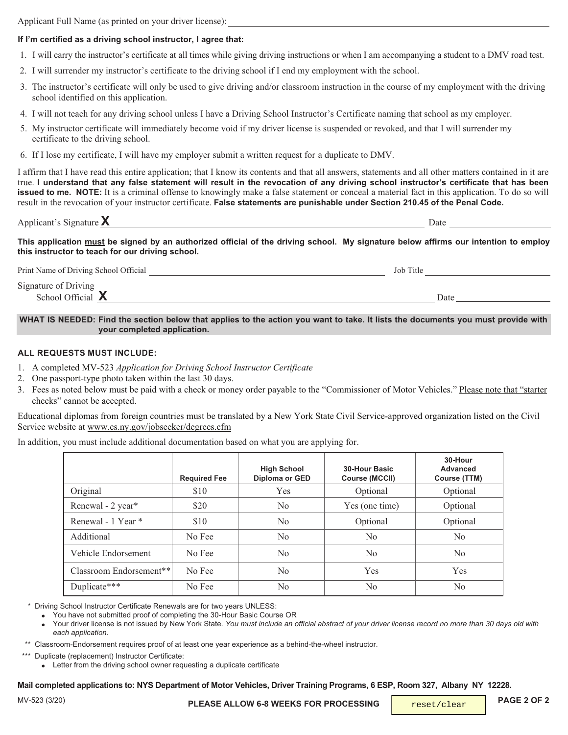Applicant Full Name (as printed on your driver license): ______________________________

**If I'm certified as a driving school instructor, I agree that:**

1. I will carry the instructor's certificate at all times while giving driving instructions or when I am accompanying a student to a DMV road test.
2. I will surrender my instructor's certificate to the driving school if I end my employment with the school.
3. The instructor's certificate will only be used to give driving and/or classroom instruction in the course of my employment with the driving school identified on this application.
4. I will not teach for any driving school unless I have a Driving School Instructor's Certificate naming that school as my employer.
5. My instructor certificate will immediately become void if my driver license is suspended or revoked, and that I will surrender my certificate to the driving school.
6. If I lose my certificate, I will have my employer submit a written request for a duplicate to DMV.

I affirm that I have read this entire application; that I know its contents and that all answers, statements and all other matters contained in it are true. **I understand that any false statement will result in the revocation of any driving school instructor's certificate that has been issued to me. NOTE:** It is a criminal offense to knowingly make a false statement or conceal a material fact in this application. To do so will result in the revocation of your instructor certificate. **False statements are punishable under Section 210.45 of the Penal Code.**

Applicant's Signature **X** ______________________________ Date ______________

**This application must be signed by an authorized official of the driving school. My signature below affirms our intention to employ this instructor to teach for our driving school.**

Print Name of Driving School Official ______________________________ Job Title ______________

Signature of Driving School Official **X** ______________________________ Date ______________

**WHAT IS NEEDED: Find the section below that applies to the action you want to take. It lists the documents you must provide with your completed application.**

**ALL REQUESTS MUST INCLUDE:**

1. A completed MV-523 *Application for Driving School Instructor Certificate*
2. One passport-type photo taken within the last 30 days.
3. Fees as noted below must be paid with a check or money order payable to the "Commissioner of Motor Vehicles." Please note that "starter checks" cannot be accepted.

Educational diplomas from foreign countries must be translated by a New York State Civil Service-approved organization listed on the Civil Service website at www.cs.ny.gov/jobseeker/degrees.cfm

In addition, you must include additional documentation based on what you are applying for.

| | Required Fee | High School Diploma or GED | 30-Hour Basic Course (MCCII) | 30-Hour Advanced Course (TTM) |
|---|---|---|---|---|
| Original | $10 | Yes | Optional | Optional |
| Renewal - 2 year* | $20 | No | Yes (one time) | Optional |
| Renewal - 1 Year * | $10 | No | Optional | Optional |
| Additional | No Fee | No | No | No |
| Vehicle Endorsement | No Fee | No | No | No |
| Classroom Endorsement** | No Fee | No | Yes | Yes |
| Duplicate*** | No Fee | No | No | No |

\* Driving School Instructor Certificate Renewals are for two years UNLESS:
- You have not submitted proof of completing the 30-Hour Basic Course OR
- Your driver license is not issued by New York State. *You must include an official abstract of your driver license record no more than 30 days old with each application.*

** Classroom-Endorsement requires proof of at least one year experience as a behind-the-wheel instructor.

*** Duplicate (replacement) Instructor Certificate:
- Letter from the driving school owner requesting a duplicate certificate

**Mail completed applications to: NYS Department of Motor Vehicles, Driver Training Programs, 6 ESP, Room 327, Albany NY 12228.**

MV-523 (3/20)

**PLEASE ALLOW 6-8 WEEKS FOR PROCESSING**

reset/clear